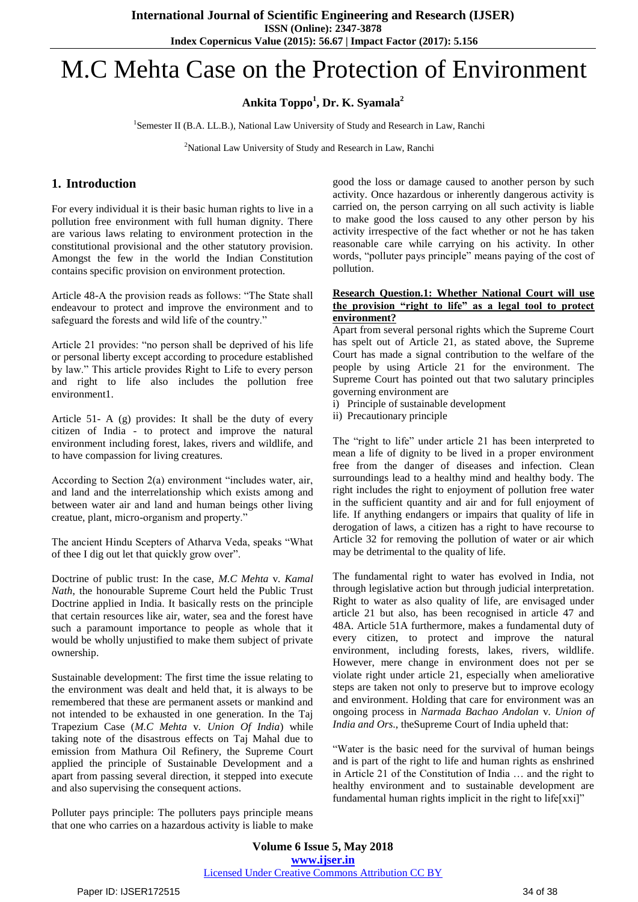# M.C Mehta Case on the Protection of Environment

**Ankita Toppo[1], Dr. K. Syamala[2]**

[1]Semester II (B.A. LL.B.), National Law University of Study and Research in Law, Ranchi

[2]National Law University of Study and Research in Law, Ranchi

## 1. Introduction

For every individual it is their basic human rights to live in a pollution free environment with full human dignity. There are various laws relating to environment protection in the constitutional provisional and the other statutory provision. Amongst the few in the world the Indian Constitution contains specific provision on environment protection.

Article 48-A the provision reads as follows: "The State shall endeavour to protect and improve the environment and to safeguard the forests and wild life of the country."

Article 21 provides: "no person shall be deprived of his life or personal liberty except according to procedure established by law." This article provides Right to Life to every person and right to life also includes the pollution free environment1.

Article 51- A (g) provides: It shall be the duty of every citizen of India - to protect and improve the natural environment including forest, lakes, rivers and wildlife, and to have compassion for living creatures.

According to Section 2(a) environment "includes water, air, and land and the interrelationship which exists among and between water air and land and human beings other living creatue, plant, micro-organism and property."

The ancient Hindu Scepters of Atharva Veda, speaks "What of thee I dig out let that quickly grow over".

Doctrine of public trust: In the case, *M.C Mehta* v. *Kamal Nath*, the honourable Supreme Court held the Public Trust Doctrine applied in India. It basically rests on the principle that certain resources like air, water, sea and the forest have such a paramount importance to people as whole that it would be wholly unjustified to make them subject of private ownership.

Sustainable development: The first time the issue relating to the environment was dealt and held that, it is always to be remembered that these are permanent assets or mankind and not intended to be exhausted in one generation. In the Taj Trapezium Case (*M.C Mehta* v. *Union Of India*) while taking note of the disastrous effects on Taj Mahal due to emission from Mathura Oil Refinery, the Supreme Court applied the principle of Sustainable Development and a apart from passing several direction, it stepped into execute and also supervising the consequent actions.

Polluter pays principle: The polluters pays principle means that one who carries on a hazardous activity is liable to make good the loss or damage caused to another person by such activity. Once hazardous or inherently dangerous activity is carried on, the person carrying on all such activity is liable to make good the loss caused to any other person by his activity irrespective of the fact whether or not he has taken reasonable care while carrying on his activity. In other words, "polluter pays principle" means paying of the cost of pollution.

**Research Question.1: Whether National Court will use the provision "right to life" as a legal tool to protect environment?**

Apart from several personal rights which the Supreme Court has spelt out of Article 21, as stated above, the Supreme Court has made a signal contribution to the welfare of the people by using Article 21 for the environment. The Supreme Court has pointed out that two salutary principles governing environment are

i) Principle of sustainable development
ii) Precautionary principle

The "right to life" under article 21 has been interpreted to mean a life of dignity to be lived in a proper environment free from the danger of diseases and infection. Clean surroundings lead to a healthy mind and healthy body. The right includes the right to enjoyment of pollution free water in the sufficient quantity and air and for full enjoyment of life. If anything endangers or impairs that quality of life in derogation of laws, a citizen has a right to have recourse to Article 32 for removing the pollution of water or air which may be detrimental to the quality of life.

The fundamental right to water has evolved in India, not through legislative action but through judicial interpretation. Right to water as also quality of life, are envisaged under article 21 but also, has been recognised in article 47 and 48A. Article 51A furthermore, makes a fundamental duty of every citizen, to protect and improve the natural environment, including forests, lakes, rivers, wildlife. However, mere change in environment does not per se violate right under article 21, especially when ameliorative steps are taken not only to preserve but to improve ecology and environment. Holding that care for environment was an ongoing process in *Narmada Bachao Andolan* v. *Union of India and Ors*., theSupreme Court of India upheld that:

"Water is the basic need for the survival of human beings and is part of the right to life and human rights as enshrined in Article 21 of the Constitution of India … and the right to healthy environment and to sustainable development are fundamental human rights implicit in the right to life[xxi]"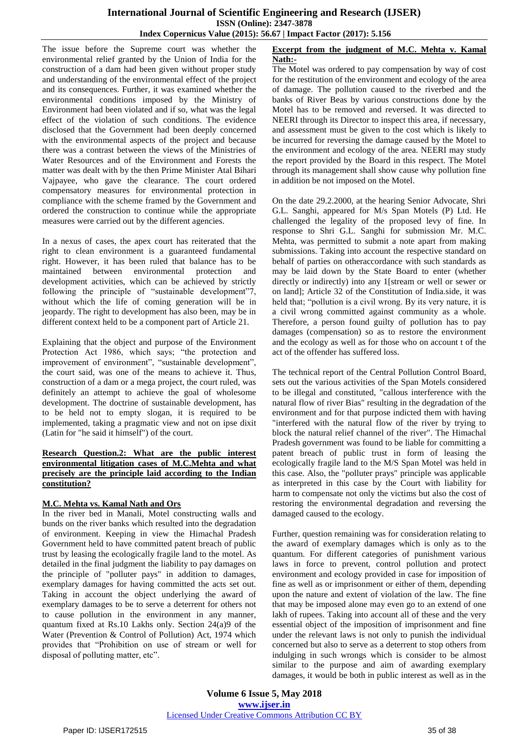The issue before the Supreme court was whether the environmental relief granted by the Union of India for the construction of a dam had been given without proper study and understanding of the environmental effect of the project and its consequences. Further, it was examined whether the environmental conditions imposed by the Ministry of Environment had been violated and if so, what was the legal effect of the violation of such conditions. The evidence disclosed that the Government had been deeply concerned with the environmental aspects of the project and because there was a contrast between the views of the Ministries of Water Resources and of the Environment and Forests the matter was dealt with by the then Prime Minister Atal Bihari Vajpayee, who gave the clearance. The court ordered compensatory measures for environmental protection in compliance with the scheme framed by the Government and ordered the construction to continue while the appropriate measures were carried out by the different agencies.

In a nexus of cases, the apex court has reiterated that the right to clean environment is a guaranteed fundamental right. However, it has been ruled that balance has to be maintained between environmental protection and development activities, which can be achieved by strictly following the principle of "sustainable development"7, without which the life of coming generation will be in jeopardy. The right to development has also been, may be in different context held to be a component part of Article 21.

Explaining that the object and purpose of the Environment Protection Act 1986, which says; "the protection and improvement of environment", "sustainable development", the court said, was one of the means to achieve it. Thus, construction of a dam or a mega project, the court ruled, was definitely an attempt to achieve the goal of wholesome development. The doctrine of sustainable development, has to be held not to empty slogan, it is required to be implemented, taking a pragmatic view and not on ipse dixit (Latin for "he said it himself") of the court.

**Research Question.2: What are the public interest environmental litigation cases of M.C.Mehta and what precisely are the principle laid according to the Indian constitution?**

**M.C. Mehta vs. Kamal Nath and Ors**

In the river bed in Manali, Motel constructing walls and bunds on the river banks which resulted into the degradation of environment. Keeping in view the Himachal Pradesh Government held to have committed patent breach of public trust by leasing the ecologically fragile land to the motel. As detailed in the final judgment the liability to pay damages on the principle of "polluter pays" in addition to damages, exemplary damages for having committed the acts set out. Taking in account the object underlying the award of exemplary damages to be to serve a deterrent for others not to cause pollution in the environment in any manner, quantum fixed at Rs.10 Lakhs only. Section 24(a)9 of the Water (Prevention & Control of Pollution) Act, 1974 which provides that "Prohibition on use of stream or well for disposal of polluting matter, etc".

**Excerpt from the judgment of M.C. Mehta v. Kamal Nath:-**

The Motel was ordered to pay compensation by way of cost for the restitution of the environment and ecology of the area of damage. The pollution caused to the riverbed and the banks of River Beas by various constructions done by the Motel has to be removed and reversed. It was directed to NEERI through its Director to inspect this area, if necessary, and assessment must be given to the cost which is likely to be incurred for reversing the damage caused by the Motel to the environment and ecology of the area. NEERI may study the report provided by the Board in this respect. The Motel through its management shall show cause why pollution fine in addition be not imposed on the Motel.

On the date 29.2.2000, at the hearing Senior Advocate, Shri G.L. Sanghi, appeared for M/s Span Motels (P) Ltd. He challenged the legality of the proposed levy of fine. In response to Shri G.L. Sanghi for submission Mr. M.C. Mehta, was permitted to submit a note apart from making submissions. Taking into account the respective standard on behalf of parties on otheraccordance with such standards as may be laid down by the State Board to enter (whether directly or indirectly) into any 1[stream or well or sewer or on land]; Article 32 of the Constitution of India.side, it was held that; "pollution is a civil wrong. By its very nature, it is a civil wrong committed against community as a whole. Therefore, a person found guilty of pollution has to pay damages (compensation) so as to restore the environment and the ecology as well as for those who on account t of the act of the offender has suffered loss.

The technical report of the Central Pollution Control Board, sets out the various activities of the Span Motels considered to be illegal and constituted, "callous interference with the natural flow of river Bias" resulting in the degradation of the environment and for that purpose indicted them with having "interfered with the natural flow of the river by trying to block the natural relief channel of the river". The Himachal Pradesh government was found to be liable for committing a patent breach of public trust in form of leasing the ecologically fragile land to the M/S Span Motel was held in this case. Also, the "polluter prays" principle was applicable as interpreted in this case by the Court with liability for harm to compensate not only the victims but also the cost of restoring the environmental degradation and reversing the damaged caused to the ecology.

Further, question remaining was for consideration relating to the award of exemplary damages which is only as to the quantum. For different categories of punishment various laws in force to prevent, control pollution and protect environment and ecology provided in case for imposition of fine as well as or imprisonment or either of them, depending upon the nature and extent of violation of the law. The fine that may be imposed alone may even go to an extend of one lakh of rupees. Taking into account all of these and the very essential object of the imposition of imprisonment and fine under the relevant laws is not only to punish the individual concerned but also to serve as a deterrent to stop others from indulging in such wrongs which is consider to be almost similar to the purpose and aim of awarding exemplary damages, it would be both in public interest as well as in the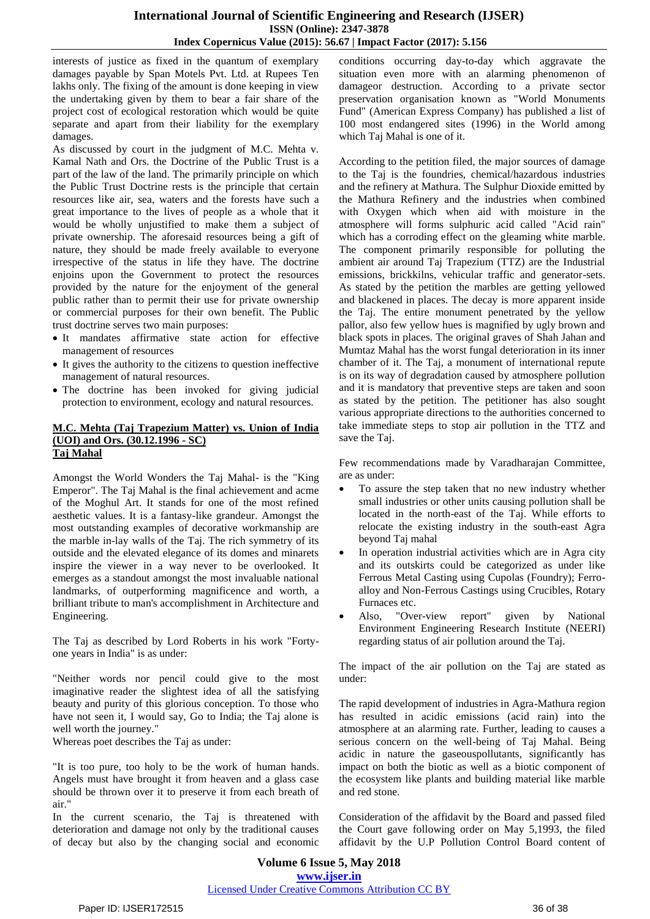interests of justice as fixed in the quantum of exemplary damages payable by Span Motels Pvt. Ltd. at Rupees Ten lakhs only. The fixing of the amount is done keeping in view the undertaking given by them to bear a fair share of the project cost of ecological restoration which would be quite separate and apart from their liability for the exemplary damages.

As discussed by court in the judgment of M.C. Mehta v. Kamal Nath and Ors. the Doctrine of the Public Trust is a part of the law of the land. The primarily principle on which the Public Trust Doctrine rests is the principle that certain resources like air, sea, waters and the forests have such a great importance to the lives of people as a whole that it would be wholly unjustified to make them a subject of private ownership. The aforesaid resources being a gift of nature, they should be made freely available to everyone irrespective of the status in life they have. The doctrine enjoins upon the Government to protect the resources provided by the nature for the enjoyment of the general public rather than to permit their use for private ownership or commercial purposes for their own benefit. The Public trust doctrine serves two main purposes:

- It mandates affirmative state action for effective management of resources
- It gives the authority to the citizens to question ineffective management of natural resources.
- The doctrine has been invoked for giving judicial protection to environment, ecology and natural resources.

**M.C. Mehta (Taj Trapezium Matter) vs. Union of India (UOI) and Ors. (30.12.1996 - SC)**
**Taj Mahal**

Amongst the World Wonders the Taj Mahal- is the "King Emperor". The Taj Mahal is the final achievement and acme of the Moghul Art. It stands for one of the most refined aesthetic values. It is a fantasy-like grandeur. Amongst the most outstanding examples of decorative workmanship are the marble in-lay walls of the Taj. The rich symmetry of its outside and the elevated elegance of its domes and minarets inspire the viewer in a way never to be overlooked. It emerges as a standout amongst the most invaluable national landmarks, of outperforming magnificence and worth, a brilliant tribute to man's accomplishment in Architecture and Engineering.

The Taj as described by Lord Roberts in his work "Forty-one years in India" is as under:

"Neither words nor pencil could give to the most imaginative reader the slightest idea of all the satisfying beauty and purity of this glorious conception. To those who have not seen it, I would say, Go to India; the Taj alone is well worth the journey."

Whereas poet describes the Taj as under:

"It is too pure, too holy to be the work of human hands. Angels must have brought it from heaven and a glass case should be thrown over it to preserve it from each breath of air."

In the current scenario, the Taj is threatened with deterioration and damage not only by the traditional causes of decay but also by the changing social and economic conditions occurring day-to-day which aggravate the situation even more with an alarming phenomenon of damageor destruction. According to a private sector preservation organisation known as "World Monuments Fund" (American Express Company) has published a list of 100 most endangered sites (1996) in the World among which Taj Mahal is one of it.

According to the petition filed, the major sources of damage to the Taj is the foundries, chemical/hazardous industries and the refinery at Mathura. The Sulphur Dioxide emitted by the Mathura Refinery and the industries when combined with Oxygen which when aid with moisture in the atmosphere will forms sulphuric acid called "Acid rain" which has a corroding effect on the gleaming white marble. The component primarily responsible for polluting the ambient air around Taj Trapezium (TTZ) are the Industrial emissions, brickkilns, vehicular traffic and generator-sets. As stated by the petition the marbles are getting yellowed and blackened in places. The decay is more apparent inside the Taj. The entire monument penetrated by the yellow pallor, also few yellow hues is magnified by ugly brown and black spots in places. The original graves of Shah Jahan and Mumtaz Mahal has the worst fungal deterioration in its inner chamber of it. The Taj, a monument of international repute is on its way of degradation caused by atmosphere pollution and it is mandatory that preventive steps are taken and soon as stated by the petition. The petitioner has also sought various appropriate directions to the authorities concerned to take immediate steps to stop air pollution in the TTZ and save the Taj.

Few recommendations made by Varadharajan Committee, are as under:

- To assure the step taken that no new industry whether small industries or other units causing pollution shall be located in the north-east of the Taj. While efforts to relocate the existing industry in the south-east Agra beyond Taj mahal
- In operation industrial activities which are in Agra city and its outskirts could be categorized as under like Ferrous Metal Casting using Cupolas (Foundry); Ferro-alloy and Non-Ferrous Castings using Crucibles, Rotary Furnaces etc.
- Also, "Over-view report" given by National Environment Engineering Research Institute (NEERI) regarding status of air pollution around the Taj.

The impact of the air pollution on the Taj are stated as under:

The rapid development of industries in Agra-Mathura region has resulted in acidic emissions (acid rain) into the atmosphere at an alarming rate. Further, leading to causes a serious concern on the well-being of Taj Mahal. Being acidic in nature the gaseouspollutants, significantly has impact on both the biotic as well as a biotic component of the ecosystem like plants and building material like marble and red stone.

Consideration of the affidavit by the Board and passed filed the Court gave following order on May 5,1993, the filed affidavit by the U.P Pollution Control Board content of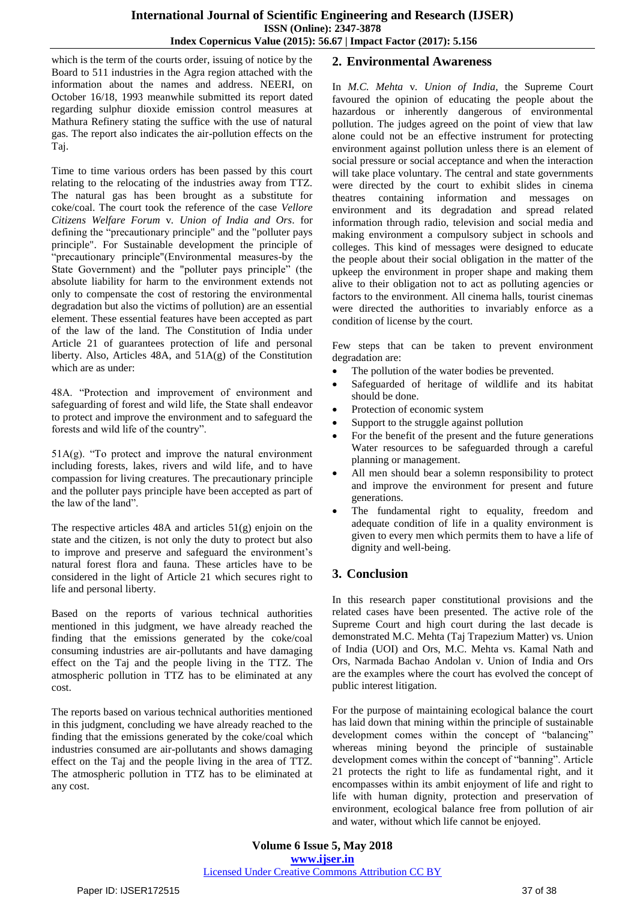which is the term of the courts order, issuing of notice by the Board to 511 industries in the Agra region attached with the information about the names and address. NEERI, on October 16/18, 1993 meanwhile submitted its report dated regarding sulphur dioxide emission control measures at Mathura Refinery stating the suffice with the use of natural gas. The report also indicates the air-pollution effects on the Taj.

Time to time various orders has been passed by this court relating to the relocating of the industries away from TTZ. The natural gas has been brought as a substitute for coke/coal. The court took the reference of the case *Vellore Citizens Welfare Forum* v. *Union of India and Ors*. for defining the "precautionary principle" and the "polluter pays principle". For Sustainable development the principle of "precautionary principle"(Environmental measures-by the State Government) and the "polluter pays principle" (the absolute liability for harm to the environment extends not only to compensate the cost of restoring the environmental degradation but also the victims of pollution) are an essential element. These essential features have been accepted as part of the law of the land. The Constitution of India under Article 21 of guarantees protection of life and personal liberty. Also, Articles 48A, and 51A(g) of the Constitution which are as under:

48A. "Protection and improvement of environment and safeguarding of forest and wild life, the State shall endeavor to protect and improve the environment and to safeguard the forests and wild life of the country".

51A(g). "To protect and improve the natural environment including forests, lakes, rivers and wild life, and to have compassion for living creatures. The precautionary principle and the polluter pays principle have been accepted as part of the law of the land".

The respective articles 48A and articles 51(g) enjoin on the state and the citizen, is not only the duty to protect but also to improve and preserve and safeguard the environment's natural forest flora and fauna. These articles have to be considered in the light of Article 21 which secures right to life and personal liberty.

Based on the reports of various technical authorities mentioned in this judgment, we have already reached the finding that the emissions generated by the coke/coal consuming industries are air-pollutants and have damaging effect on the Taj and the people living in the TTZ. The atmospheric pollution in TTZ has to be eliminated at any cost.

The reports based on various technical authorities mentioned in this judgment, concluding we have already reached to the finding that the emissions generated by the coke/coal which industries consumed are air-pollutants and shows damaging effect on the Taj and the people living in the area of TTZ. The atmospheric pollution in TTZ has to be eliminated at any cost.

## 2. Environmental Awareness

In *M.C. Mehta* v. *Union of India*, the Supreme Court favoured the opinion of educating the people about the hazardous or inherently dangerous of environmental pollution. The judges agreed on the point of view that law alone could not be an effective instrument for protecting environment against pollution unless there is an element of social pressure or social acceptance and when the interaction will take place voluntary. The central and state governments were directed by the court to exhibit slides in cinema theatres containing information and messages on environment and its degradation and spread related information through radio, television and social media and making environment a compulsory subject in schools and colleges. This kind of messages were designed to educate the people about their social obligation in the matter of the upkeep the environment in proper shape and making them alive to their obligation not to act as polluting agencies or factors to the environment. All cinema halls, tourist cinemas were directed the authorities to invariably enforce as a condition of license by the court.

Few steps that can be taken to prevent environment degradation are:

- The pollution of the water bodies be prevented.
- Safeguarded of heritage of wildlife and its habitat should be done.
- Protection of economic system
- Support to the struggle against pollution
- For the benefit of the present and the future generations Water resources to be safeguarded through a careful planning or management.
- All men should bear a solemn responsibility to protect and improve the environment for present and future generations.
- The fundamental right to equality, freedom and adequate condition of life in a quality environment is given to every men which permits them to have a life of dignity and well-being.

## 3. Conclusion

In this research paper constitutional provisions and the related cases have been presented. The active role of the Supreme Court and high court during the last decade is demonstrated M.C. Mehta (Taj Trapezium Matter) vs. Union of India (UOI) and Ors, M.C. Mehta vs. Kamal Nath and Ors, Narmada Bachao Andolan v. Union of India and Ors are the examples where the court has evolved the concept of public interest litigation.

For the purpose of maintaining ecological balance the court has laid down that mining within the principle of sustainable development comes within the concept of "balancing" whereas mining beyond the principle of sustainable development comes within the concept of "banning". Article 21 protects the right to life as fundamental right, and it encompasses within its ambit enjoyment of life and right to life with human dignity, protection and preservation of environment, ecological balance free from pollution of air and water, without which life cannot be enjoyed.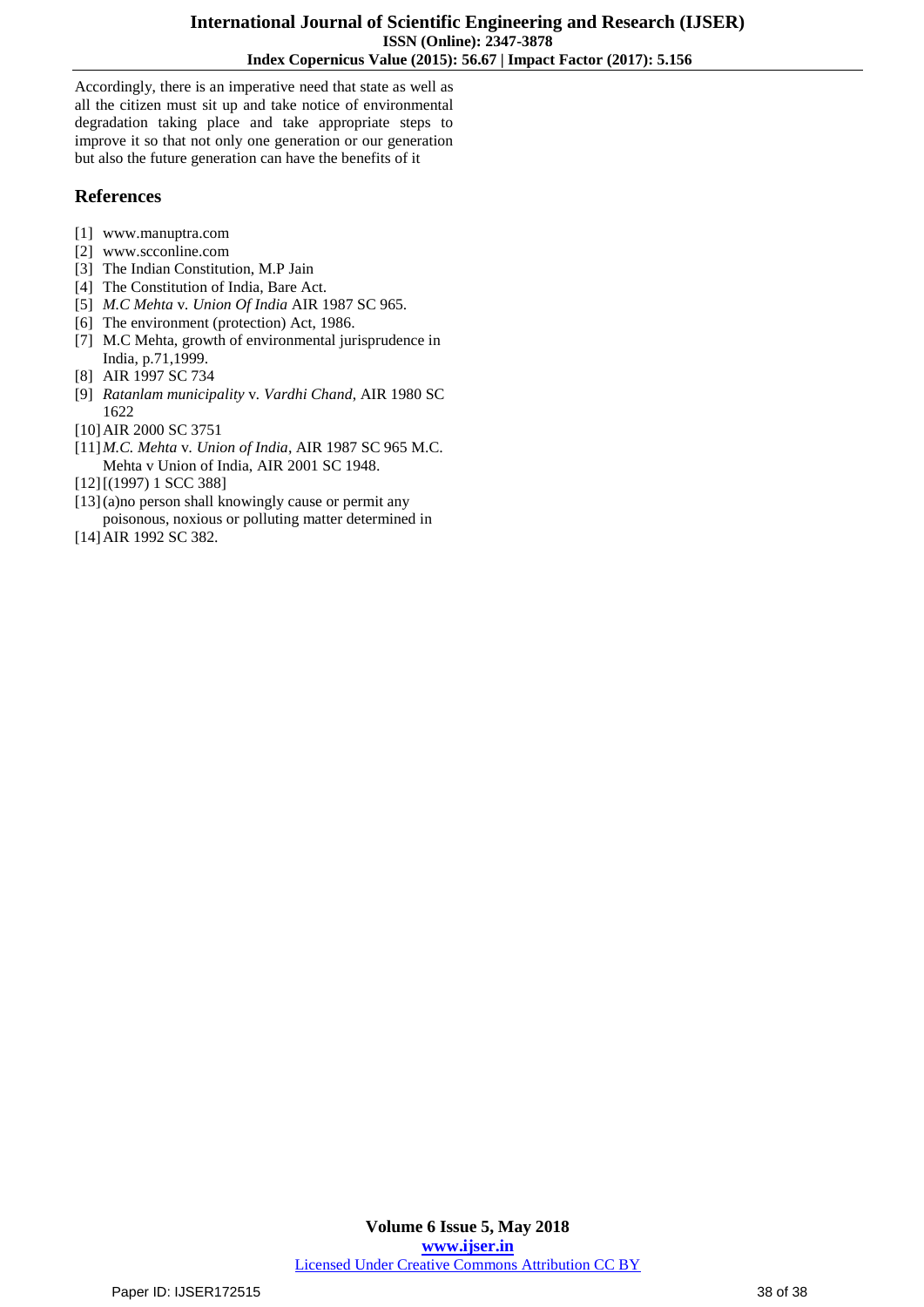Accordingly, there is an imperative need that state as well as all the citizen must sit up and take notice of environmental degradation taking place and take appropriate steps to improve it so that not only one generation or our generation but also the future generation can have the benefits of it

## References

[1] www.manuptra.com
[2] www.scconline.com
[3] The Indian Constitution, M.P Jain
[4] The Constitution of India, Bare Act.
[5] *M.C Mehta* v. *Union Of India* AIR 1987 SC 965.
[6] The environment (protection) Act, 1986.
[7] M.C Mehta, growth of environmental jurisprudence in India, p.71,1999.
[8] AIR 1997 SC 734
[9] *Ratanlam municipality* v. *Vardhi Chand*, AIR 1980 SC 1622
[10] AIR 2000 SC 3751
[11] *M.C. Mehta* v. *Union of India*, AIR 1987 SC 965 M.C. Mehta v Union of India, AIR 2001 SC 1948.
[12] [(1997) 1 SCC 388]
[13] (a)no person shall knowingly cause or permit any poisonous, noxious or polluting matter determined in
[14] AIR 1992 SC 382.